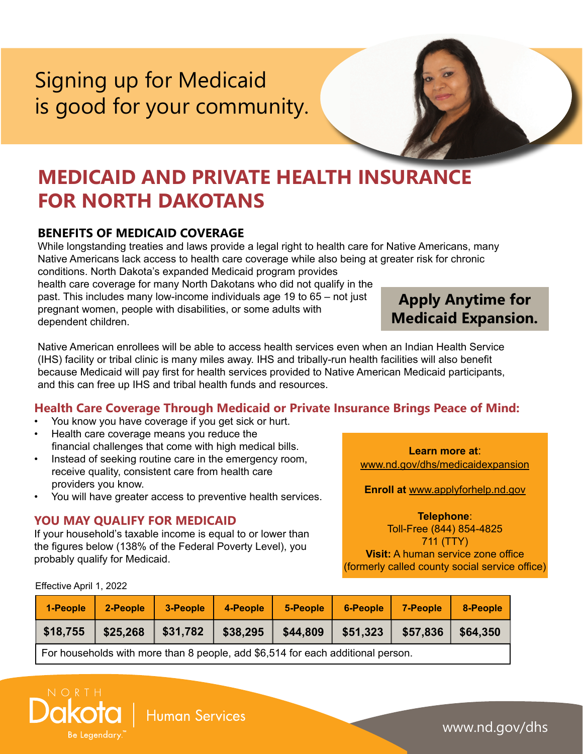# Signing up for Medicaid is good for your community.

# MEDICAID AND PRIVATE HEALTH INSURANCE FOR NORTH DAKOTANS

## BENEFITS OF MEDICAID COVERAGE

While longstanding treaties and laws provide a legal right to health care for Native Americans, many Native Americans lack access to health care coverage while also being at greater risk for chronic conditions. North Dakota's expanded Medicaid program provides health care coverage for many North Dakotans who did not qualify in the past. This includes many low-income individuals age 19 to 65 – not just pregnant women, people with disabilities, or some adults with dependent children.

**Apply Anytime for Medicaid Expansion.**

Native American enrollees will be able to access health services even when an Indian Health Service (IHS) facility or tribal clinic is many miles away. IHS and tribally-run health facilities will also benefit because Medicaid will pay first for health services provided to Native American Medicaid participants, and this can free up IHS and tribal health funds and resources.

## Health Care Coverage Through Medicaid or Private Insurance Brings Peace of Mind:

- You know you have coverage if you get sick or hurt.
- Health care coverage means you reduce the financial challenges that come with high medical bills.
- Instead of seeking routine care in the emergency room, receive quality, consistent care from health care providers you know.
- You will have greater access to preventive health services.

**Learn more at**: www.nd.gov/dhs/medicaidexpansion

**Enroll at** www.applyforhelp.nd.gov

**Telephone**:
Toll-Free (844) 854-4825
711 (TTY)
**Visit:** A human service zone office (formerly called county social service office)

## YOU MAY QUALIFY FOR MEDICAID

If your household's taxable income is equal to or lower than the figures below (138% of the Federal Poverty Level), you probably qualify for Medicaid.

Effective April 1, 2022

| 1-People | 2-People | 3-People | 4-People | 5-People | 6-People | 7-People | 8-People |
|---|---|---|---|---|---|---|---|
| $18,755 | $25,268 | $31,782 | $38,295 | $44,809 | $51,323 | $57,836 | $64,350 |
| For households with more than 8 people, add $6,514 for each additional person. | | | | | | | |

North Dakota | Human Services
Be Legendary.™

www.nd.gov/dhs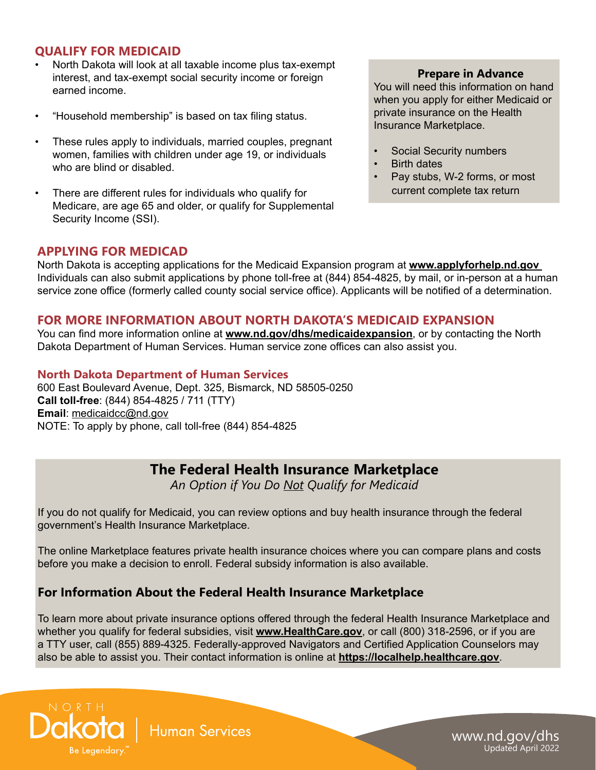## QUALIFY FOR MEDICAID

- North Dakota will look at all taxable income plus tax-exempt interest, and tax-exempt social security income or foreign earned income.
- "Household membership" is based on tax filing status.
- These rules apply to individuals, married couples, pregnant women, families with children under age 19, or individuals who are blind or disabled.
- There are different rules for individuals who qualify for Medicare, are age 65 and older, or qualify for Supplemental Security Income (SSI).

### Prepare in Advance

You will need this information on hand when you apply for either Medicaid or private insurance on the Health Insurance Marketplace.

- Social Security numbers
- Birth dates
- Pay stubs, W-2 forms, or most current complete tax return

## APPLYING FOR MEDICAD

North Dakota is accepting applications for the Medicaid Expansion program at **www.applyforhelp.nd.gov** Individuals can also submit applications by phone toll-free at (844) 854-4825, by mail, or in-person at a human service zone office (formerly called county social service office). Applicants will be notified of a determination.

## FOR MORE INFORMATION ABOUT NORTH DAKOTA'S MEDICAID EXPANSION

You can find more information online at **www.nd.gov/dhs/medicaidexpansion**, or by contacting the North Dakota Department of Human Services. Human service zone offices can also assist you.

### North Dakota Department of Human Services

600 East Boulevard Avenue, Dept. 325, Bismarck, ND 58505-0250
**Call toll-free**: (844) 854-4825 / 711 (TTY)
**Email**: medicaidcc@nd.gov
NOTE: To apply by phone, call toll-free (844) 854-4825

## The Federal Health Insurance Marketplace

*An Option if You Do Not Qualify for Medicaid*

If you do not qualify for Medicaid, you can review options and buy health insurance through the federal government's Health Insurance Marketplace.

The online Marketplace features private health insurance choices where you can compare plans and costs before you make a decision to enroll. Federal subsidy information is also available.

### For Information About the Federal Health Insurance Marketplace

To learn more about private insurance options offered through the federal Health Insurance Marketplace and whether you qualify for federal subsidies, visit **www.HealthCare.gov**, or call (800) 318-2596, or if you are a TTY user, call (855) 889-4325. Federally-approved Navigators and Certified Application Counselors may also be able to assist you. Their contact information is online at **https://localhelp.healthcare.gov**.

NORTH Dakota | Human Services
Be Legendary.™

www.nd.gov/dhs
Updated April 2022